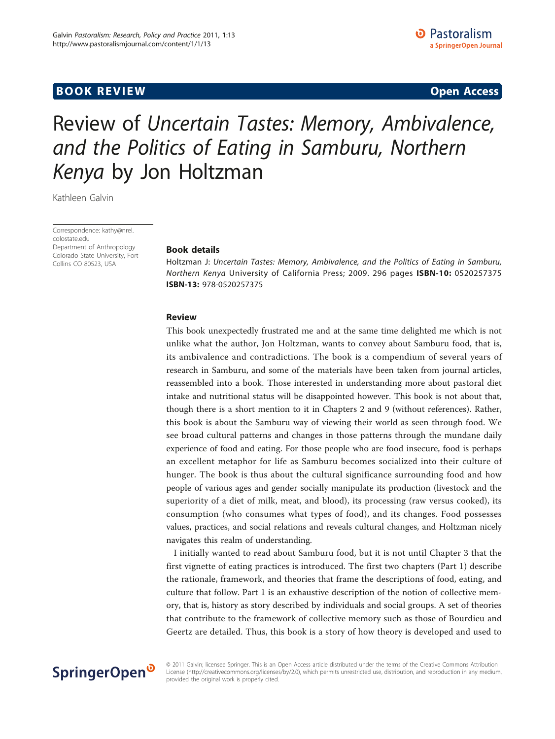**BOOK REVIEW** **Open Access**

# Review of *Uncertain Tastes: Memory, Ambivalence, and the Politics of Eating in Samburu, Northern Kenya* by Jon Holtzman

Kathleen Galvin

Correspondence: kathy@nrel.colostate.edu
Department of Anthropology Colorado State University, Fort Collins CO 80523, USA

## Book details

Holtzman J: *Uncertain Tastes: Memory, Ambivalence, and the Politics of Eating in Samburu, Northern Kenya* University of California Press; 2009. 296 pages **ISBN-10:** 0520257375 **ISBN-13:** 978-0520257375

## Review

This book unexpectedly frustrated me and at the same time delighted me which is not unlike what the author, Jon Holtzman, wants to convey about Samburu food, that is, its ambivalence and contradictions. The book is a compendium of several years of research in Samburu, and some of the materials have been taken from journal articles, reassembled into a book. Those interested in understanding more about pastoral diet intake and nutritional status will be disappointed however. This book is not about that, though there is a short mention to it in Chapters 2 and 9 (without references). Rather, this book is about the Samburu way of viewing their world as seen through food. We see broad cultural patterns and changes in those patterns through the mundane daily experience of food and eating. For those people who are food insecure, food is perhaps an excellent metaphor for life as Samburu becomes socialized into their culture of hunger. The book is thus about the cultural significance surrounding food and how people of various ages and gender socially manipulate its production (livestock and the superiority of a diet of milk, meat, and blood), its processing (raw versus cooked), its consumption (who consumes what types of food), and its changes. Food possesses values, practices, and social relations and reveals cultural changes, and Holtzman nicely navigates this realm of understanding.

I initially wanted to read about Samburu food, but it is not until Chapter 3 that the first vignette of eating practices is introduced. The first two chapters (Part 1) describe the rationale, framework, and theories that frame the descriptions of food, eating, and culture that follow. Part 1 is an exhaustive description of the notion of collective memory, that is, history as story described by individuals and social groups. A set of theories that contribute to the framework of collective memory such as those of Bourdieu and Geertz are detailed. Thus, this book is a story of how theory is developed and used to

© 2011 Galvin; licensee Springer. This is an Open Access article distributed under the terms of the Creative Commons Attribution License (http://creativecommons.org/licenses/by/2.0), which permits unrestricted use, distribution, and reproduction in any medium, provided the original work is properly cited.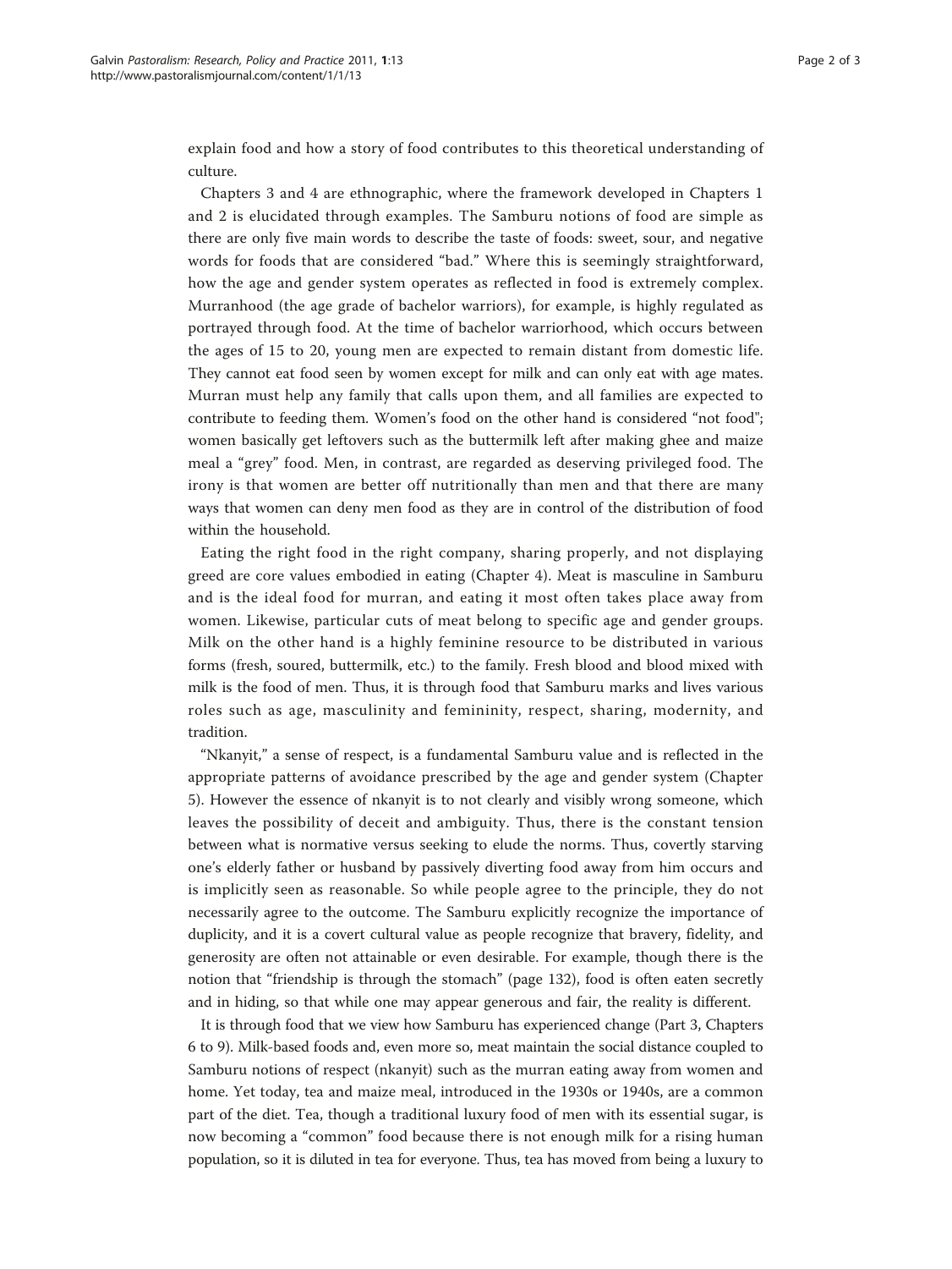explain food and how a story of food contributes to this theoretical understanding of culture.

Chapters 3 and 4 are ethnographic, where the framework developed in Chapters 1 and 2 is elucidated through examples. The Samburu notions of food are simple as there are only five main words to describe the taste of foods: sweet, sour, and negative words for foods that are considered "bad." Where this is seemingly straightforward, how the age and gender system operates as reflected in food is extremely complex. Murranhood (the age grade of bachelor warriors), for example, is highly regulated as portrayed through food. At the time of bachelor warriorhood, which occurs between the ages of 15 to 20, young men are expected to remain distant from domestic life. They cannot eat food seen by women except for milk and can only eat with age mates. Murran must help any family that calls upon them, and all families are expected to contribute to feeding them. Women's food on the other hand is considered "not food"; women basically get leftovers such as the buttermilk left after making ghee and maize meal a "grey" food. Men, in contrast, are regarded as deserving privileged food. The irony is that women are better off nutritionally than men and that there are many ways that women can deny men food as they are in control of the distribution of food within the household.

Eating the right food in the right company, sharing properly, and not displaying greed are core values embodied in eating (Chapter 4). Meat is masculine in Samburu and is the ideal food for murran, and eating it most often takes place away from women. Likewise, particular cuts of meat belong to specific age and gender groups. Milk on the other hand is a highly feminine resource to be distributed in various forms (fresh, soured, buttermilk, etc.) to the family. Fresh blood and blood mixed with milk is the food of men. Thus, it is through food that Samburu marks and lives various roles such as age, masculinity and femininity, respect, sharing, modernity, and tradition.

"Nkanyit," a sense of respect, is a fundamental Samburu value and is reflected in the appropriate patterns of avoidance prescribed by the age and gender system (Chapter 5). However the essence of nkanyit is to not clearly and visibly wrong someone, which leaves the possibility of deceit and ambiguity. Thus, there is the constant tension between what is normative versus seeking to elude the norms. Thus, covertly starving one's elderly father or husband by passively diverting food away from him occurs and is implicitly seen as reasonable. So while people agree to the principle, they do not necessarily agree to the outcome. The Samburu explicitly recognize the importance of duplicity, and it is a covert cultural value as people recognize that bravery, fidelity, and generosity are often not attainable or even desirable. For example, though there is the notion that "friendship is through the stomach" (page 132), food is often eaten secretly and in hiding, so that while one may appear generous and fair, the reality is different.

It is through food that we view how Samburu has experienced change (Part 3, Chapters 6 to 9). Milk-based foods and, even more so, meat maintain the social distance coupled to Samburu notions of respect (nkanyit) such as the murran eating away from women and home. Yet today, tea and maize meal, introduced in the 1930s or 1940s, are a common part of the diet. Tea, though a traditional luxury food of men with its essential sugar, is now becoming a "common" food because there is not enough milk for a rising human population, so it is diluted in tea for everyone. Thus, tea has moved from being a luxury to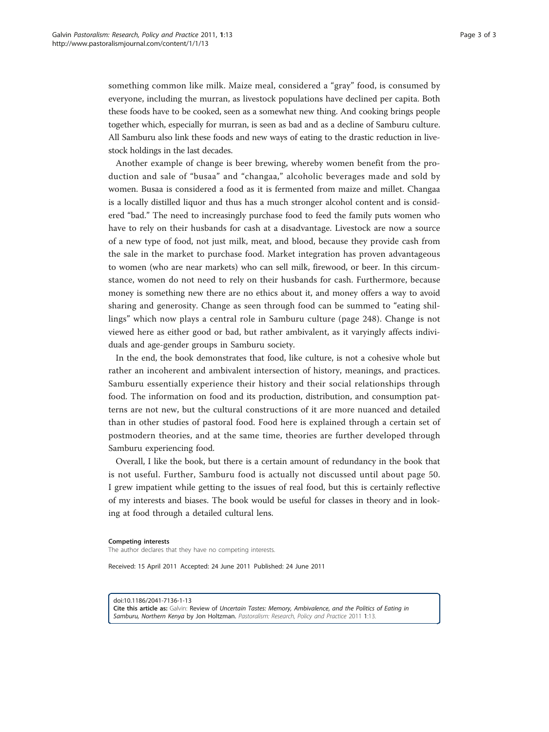something common like milk. Maize meal, considered a "gray" food, is consumed by everyone, including the murran, as livestock populations have declined per capita. Both these foods have to be cooked, seen as a somewhat new thing. And cooking brings people together which, especially for murran, is seen as bad and as a decline of Samburu culture. All Samburu also link these foods and new ways of eating to the drastic reduction in livestock holdings in the last decades.

Another example of change is beer brewing, whereby women benefit from the production and sale of "busaa" and "changaa," alcoholic beverages made and sold by women. Busaa is considered a food as it is fermented from maize and millet. Changaa is a locally distilled liquor and thus has a much stronger alcohol content and is considered "bad." The need to increasingly purchase food to feed the family puts women who have to rely on their husbands for cash at a disadvantage. Livestock are now a source of a new type of food, not just milk, meat, and blood, because they provide cash from the sale in the market to purchase food. Market integration has proven advantageous to women (who are near markets) who can sell milk, firewood, or beer. In this circumstance, women do not need to rely on their husbands for cash. Furthermore, because money is something new there are no ethics about it, and money offers a way to avoid sharing and generosity. Change as seen through food can be summed to "eating shillings" which now plays a central role in Samburu culture (page 248). Change is not viewed here as either good or bad, but rather ambivalent, as it varyingly affects individuals and age-gender groups in Samburu society.

In the end, the book demonstrates that food, like culture, is not a cohesive whole but rather an incoherent and ambivalent intersection of history, meanings, and practices. Samburu essentially experience their history and their social relationships through food. The information on food and its production, distribution, and consumption patterns are not new, but the cultural constructions of it are more nuanced and detailed than in other studies of pastoral food. Food here is explained through a certain set of postmodern theories, and at the same time, theories are further developed through Samburu experiencing food.

Overall, I like the book, but there is a certain amount of redundancy in the book that is not useful. Further, Samburu food is actually not discussed until about page 50. I grew impatient while getting to the issues of real food, but this is certainly reflective of my interests and biases. The book would be useful for classes in theory and in looking at food through a detailed cultural lens.

#### Competing interests

The author declares that they have no competing interests.

Received: 15 April 2011 Accepted: 24 June 2011 Published: 24 June 2011

doi:10.1186/2041-7136-1-13

**Cite this article as:** Galvin: Review of *Uncertain Tastes: Memory, Ambivalence, and the Politics of Eating in Samburu, Northern Kenya* by Jon Holtzman. *Pastoralism: Research, Policy and Practice* 2011 **1**:13.